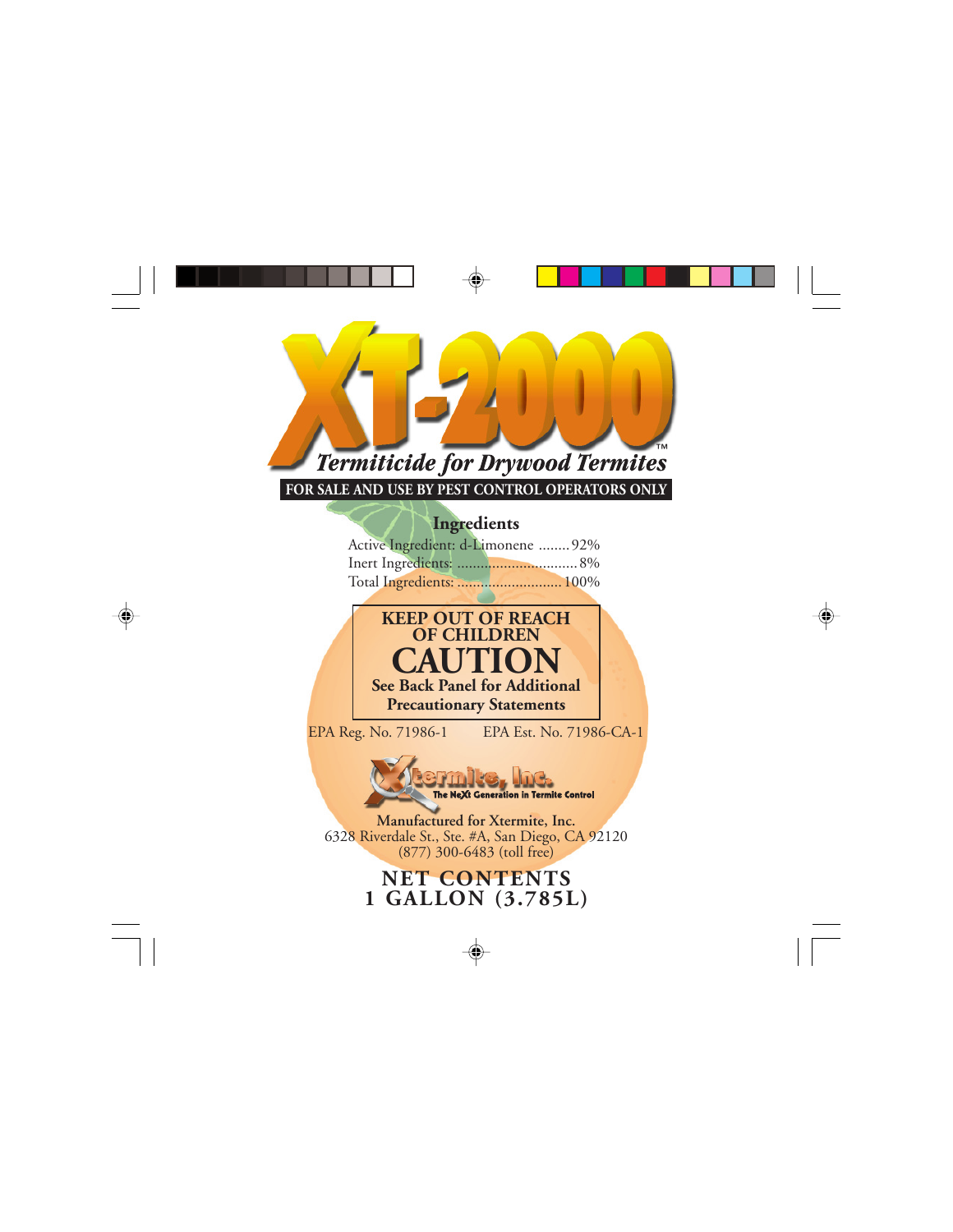# XT-2000™

## *Termiticide for Drywood Termites*

**FOR SALE AND USE BY PEST CONTROL OPERATORS ONLY**

### Ingredients

Active Ingredient: d-Limonene ........ 92%
Inert Ingredients: ................................ 8%
Total Ingredients: ............................ 100%

**KEEP OUT OF REACH OF CHILDREN**

# CAUTION

**See Back Panel for Additional Precautionary Statements**

EPA Reg. No. 71986-1 EPA Est. No. 71986-CA-1

Xtermite, Inc.
The NeXt Generation in Termite Control

**Manufactured for Xtermite, Inc.**
6328 Riverdale St., Ste. #A, San Diego, CA 92120
(877) 300-6483 (toll free)

**NET CONTENTS**
**1 GALLON (3.785L)**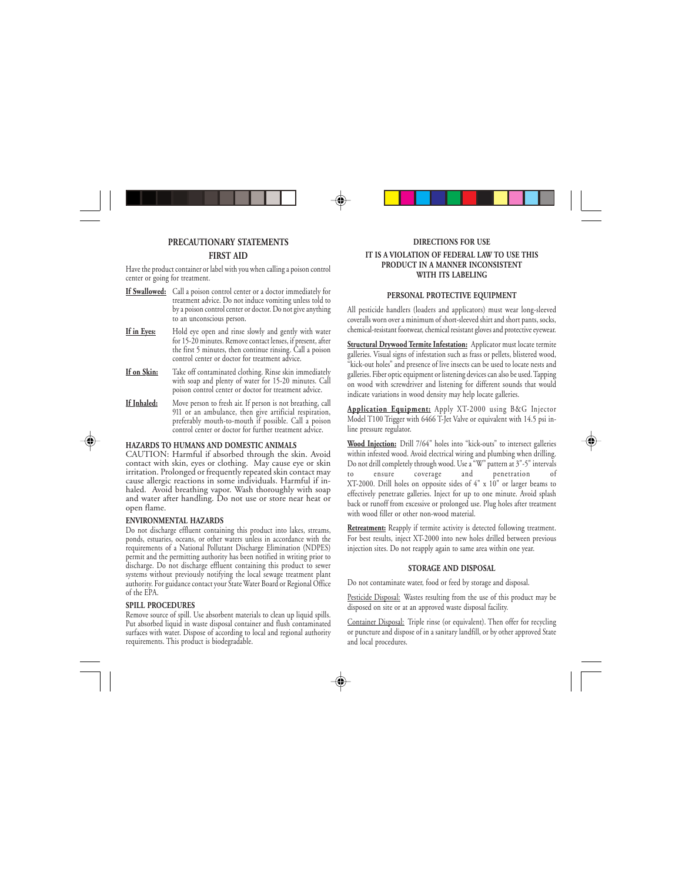## PRECAUTIONARY STATEMENTS

### FIRST AID

Have the product container or label with you when calling a poison control center or going for treatment.

**If Swallowed:** Call a poison control center or a doctor immediately for treatment advice. Do not induce vomiting unless told to by a poison control center or doctor. Do not give anything to an unconscious person.

**If in Eyes:** Hold eye open and rinse slowly and gently with water for 15-20 minutes. Remove contact lenses, if present, after the first 5 minutes, then continue rinsing. Call a poison control center or doctor for treatment advice.

**If on Skin:** Take off contaminated clothing. Rinse skin immediately with soap and plenty of water for 15-20 minutes. Call poison control center or doctor for treatment advice.

**If Inhaled:** Move person to fresh air. If person is not breathing, call 911 or an ambulance, then give artificial respiration, preferably mouth-to-mouth if possible. Call a poison control center or doctor for further treatment advice.

### HAZARDS TO HUMANS AND DOMESTIC ANIMALS

CAUTION: Harmful if absorbed through the skin. Avoid contact with skin, eyes or clothing. May cause eye or skin irritation. Prolonged or frequently repeated skin contact may cause allergic reactions in some individuals. Harmful if inhaled. Avoid breathing vapor. Wash thoroughly with soap and water after handling. Do not use or store near heat or open flame.

### ENVIRONMENTAL HAZARDS

Do not discharge effluent containing this product into lakes, streams, ponds, estuaries, oceans, or other waters unless in accordance with the requirements of a National Pollutant Discharge Elimination (NDPES) permit and the permitting authority has been notified in writing prior to discharge. Do not discharge effluent containing this product to sewer systems without previously notifying the local sewage treatment plant authority. For guidance contact your State Water Board or Regional Office of the EPA.

### SPILL PROCEDURES

Remove source of spill. Use absorbent materials to clean up liquid spills. Put absorbed liquid in waste disposal container and flush contaminated surfaces with water. Dispose of according to local and regional authority requirements. This product is biodegradable.

## DIRECTIONS FOR USE

### IT IS A VIOLATION OF FEDERAL LAW TO USE THIS PRODUCT IN A MANNER INCONSISTENT WITH ITS LABELING

### PERSONAL PROTECTIVE EQUIPMENT

All pesticide handlers (loaders and applicators) must wear long-sleeved coveralls worn over a minimum of short-sleeved shirt and short pants, socks, chemical-resistant footwear, chemical resistant gloves and protective eyewear.

**Structural Drywood Termite Infestation:** Applicator must locate termite galleries. Visual signs of infestation such as frass or pellets, blistered wood, "kick-out holes" and presence of live insects can be used to locate nests and galleries. Fiber optic equipment or listening devices can also be used. Tapping on wood with screwdriver and listening for different sounds that would indicate variations in wood density may help locate galleries.

**Application Equipment:** Apply XT-2000 using B&G Injector Model T100 Trigger with 6466 T-Jet Valve or equivalent with 14.5 psi in-line pressure regulator.

**Wood Injection:** Drill 7/64" holes into "kick-outs" to intersect galleries within infested wood. Avoid electrical wiring and plumbing when drilling. Do not drill completely through wood. Use a "W" pattern at 3"-5" intervals to ensure coverage and penetration of XT-2000. Drill holes on opposite sides of 4" x 10" or larger beams to effectively penetrate galleries. Inject for up to one minute. Avoid splash back or runoff from excessive or prolonged use. Plug holes after treatment with wood filler or other non-wood material.

**Retreatment:** Reapply if termite activity is detected following treatment. For best results, inject XT-2000 into new holes drilled between previous injection sites. Do not reapply again to same area within one year.

### STORAGE AND DISPOSAL

Do not contaminate water, food or feed by storage and disposal.

Pesticide Disposal: Wastes resulting from the use of this product may be disposed on site or at an approved waste disposal facility.

Container Disposal: Triple rinse (or equivalent). Then offer for recycling or puncture and dispose of in a sanitary landfill, or by other approved State and local procedures.